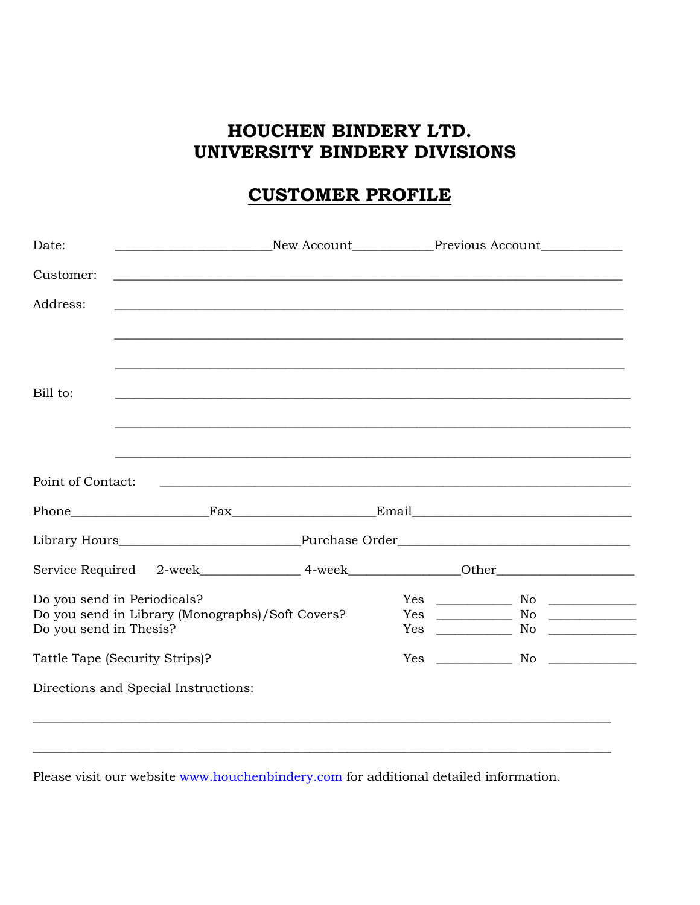# HOUCHEN BINDERY LTD.
# UNIVERSITY BINDERY DIVISIONS

## CUSTOMER PROFILE

Date: ________________________New Account____________Previous Account____________

Customer: ________________________________________________________________________

Address: ________________________________________________________________________

________________________________________________________________________

________________________________________________________________________

Bill to: ________________________________________________________________________

________________________________________________________________________

________________________________________________________________________

Point of Contact: ________________________________________________________________________

Phone____________________Fax_____________________Email_________________________________

Library Hours___________________________Purchase Order___________________________________

Service Required 2-week______________ 4-week________________Other____________________

Do you send in Periodicals? Yes ___________ No _____________

Do you send in Library (Monographs)/Soft Covers? Yes ___________ No _____________

Do you send in Thesis? Yes ___________ No _____________

Tattle Tape (Security Strips)? Yes ___________ No _____________

Directions and Special Instructions:

________________________________________________________________________

________________________________________________________________________

Please visit our website www.houchenbindery.com for additional detailed information.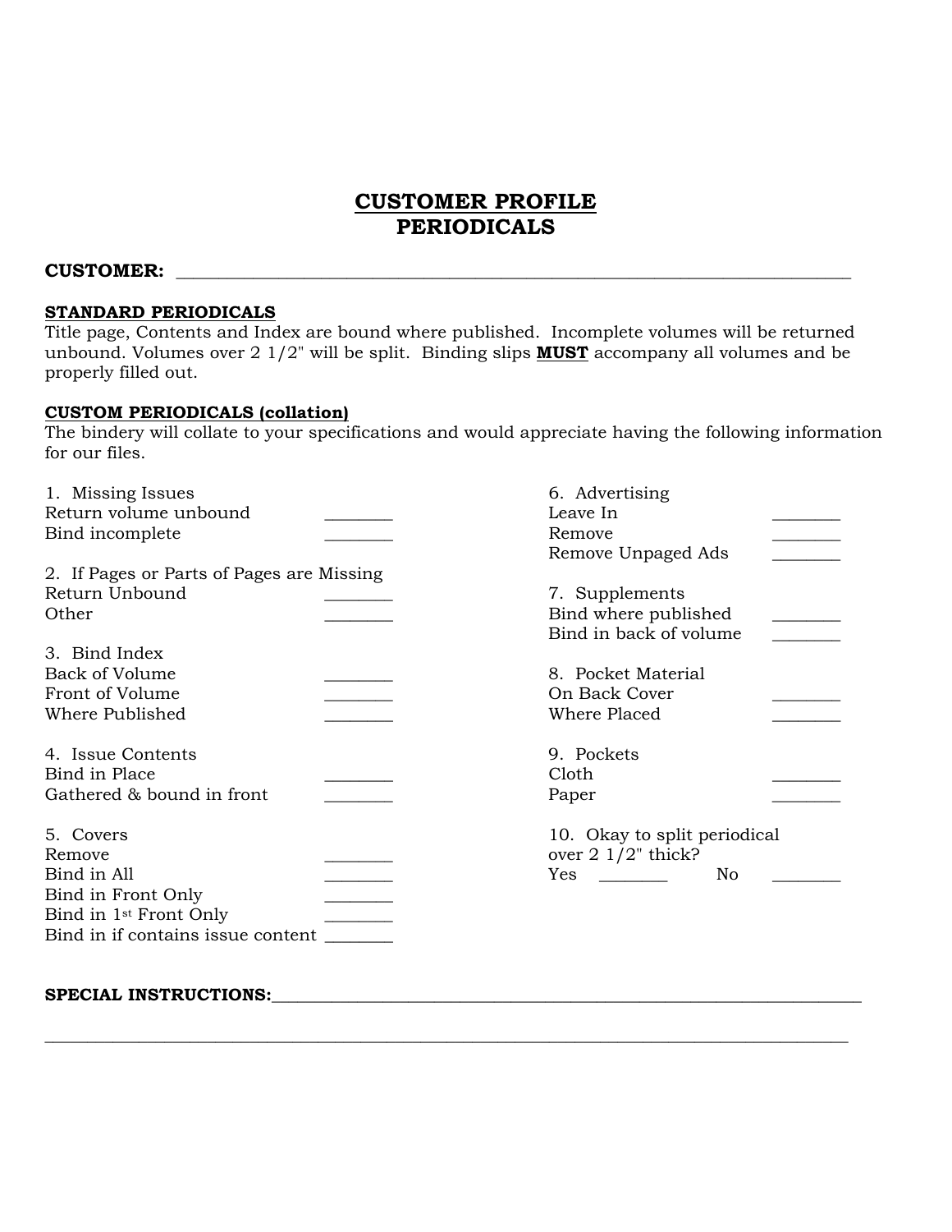# CUSTOMER PROFILE
# PERIODICALS

**CUSTOMER:** ____________________________________________________________

**STANDARD PERIODICALS**

Title page, Contents and Index are bound where published. Incomplete volumes will be returned unbound. Volumes over 2 1/2" will be split. Binding slips **MUST** accompany all volumes and be properly filled out.

**CUSTOM PERIODICALS (collation)**

The bindery will collate to your specifications and would appreciate having the following information for our files.

1. Missing Issues
   - Return volume unbound ________
   - Bind incomplete ________

2. If Pages or Parts of Pages are Missing
   - Return Unbound ________
   - Other ________

3. Bind Index
   - Back of Volume ________
   - Front of Volume ________
   - Where Published ________

4. Issue Contents
   - Bind in Place ________
   - Gathered & bound in front ________

5. Covers
   - Remove ________
   - Bind in All ________
   - Bind in Front Only ________
   - Bind in 1st Front Only ________
   - Bind in if contains issue content ________

6. Advertising
   - Leave In ________
   - Remove ________
   - Remove Unpaged Ads ________

7. Supplements
   - Bind where published ________
   - Bind in back of volume ________

8. Pocket Material
   - On Back Cover ________
   - Where Placed ________

9. Pockets
   - Cloth ________
   - Paper ________

10. Okay to split periodical over 2 1/2" thick?
    Yes ________ No ________

**SPECIAL INSTRUCTIONS:**____________________________________________________________

______________________________________________________________________________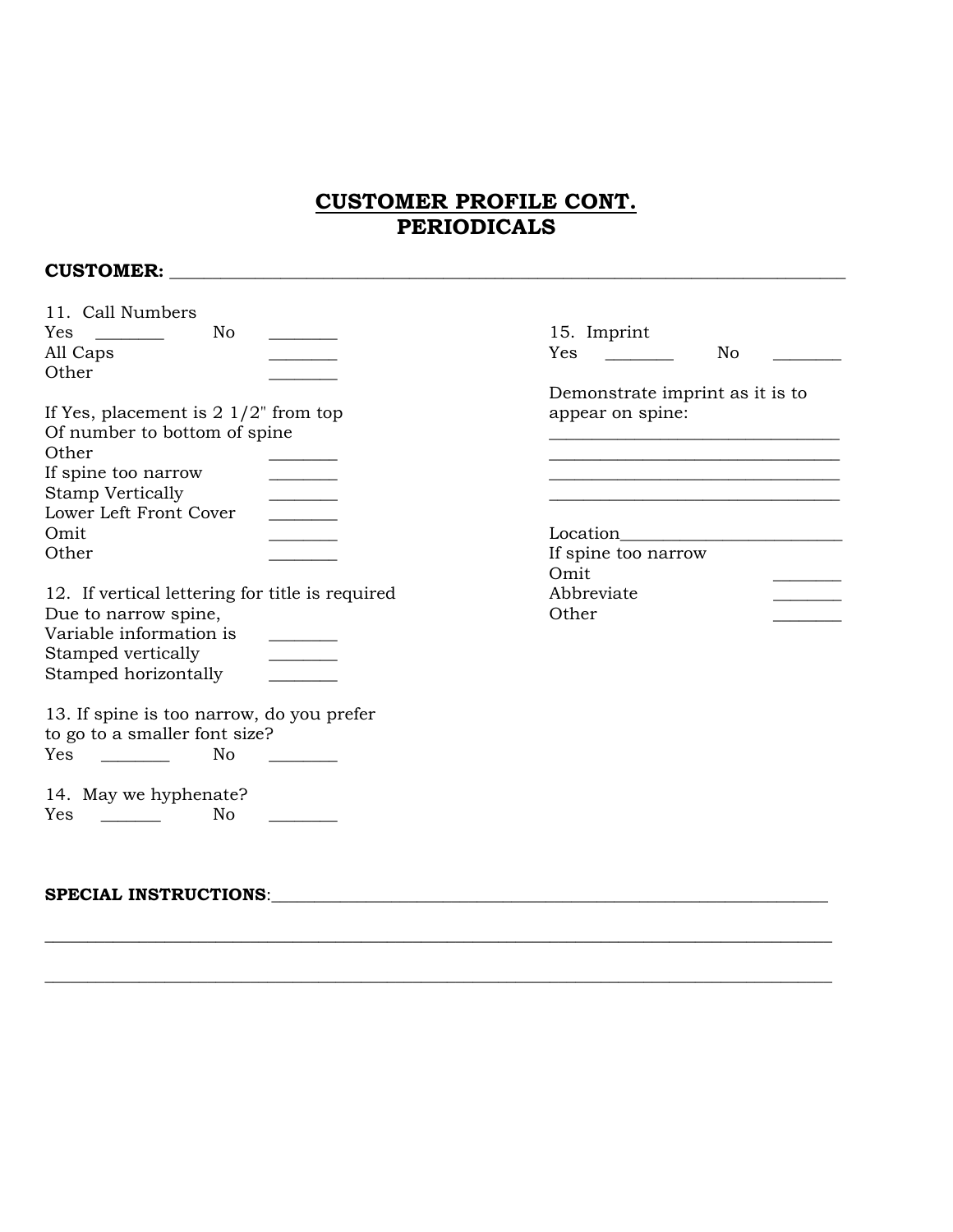# CUSTOMER PROFILE CONT.
# PERIODICALS

**CUSTOMER:** ______________________________________________________________________________

11. Call Numbers

Yes ________ No ________
All Caps ________
Other ________

If Yes, placement is 2 1/2" from top
Of number to bottom of spine
Other ________
If spine too narrow ________
Stamp Vertically ________
Lower Left Front Cover ________
Omit ________
Other ________

12. If vertical lettering for title is required
Due to narrow spine,
Variable information is ________
Stamped vertically ________
Stamped horizontally ________

13. If spine is too narrow, do you prefer
to go to a smaller font size?
Yes ________ No ________

14. May we hyphenate?
Yes _______ No ________

15. Imprint
Yes ________ No ________

Demonstrate imprint as it is to
appear on spine:
________________________________
________________________________
________________________________
________________________________

Location________________________
If spine too narrow
Omit ________
Abbreviate ________
Other ________

**SPECIAL INSTRUCTIONS**:________________________________________________________________

________________________________________________________________________________________

________________________________________________________________________________________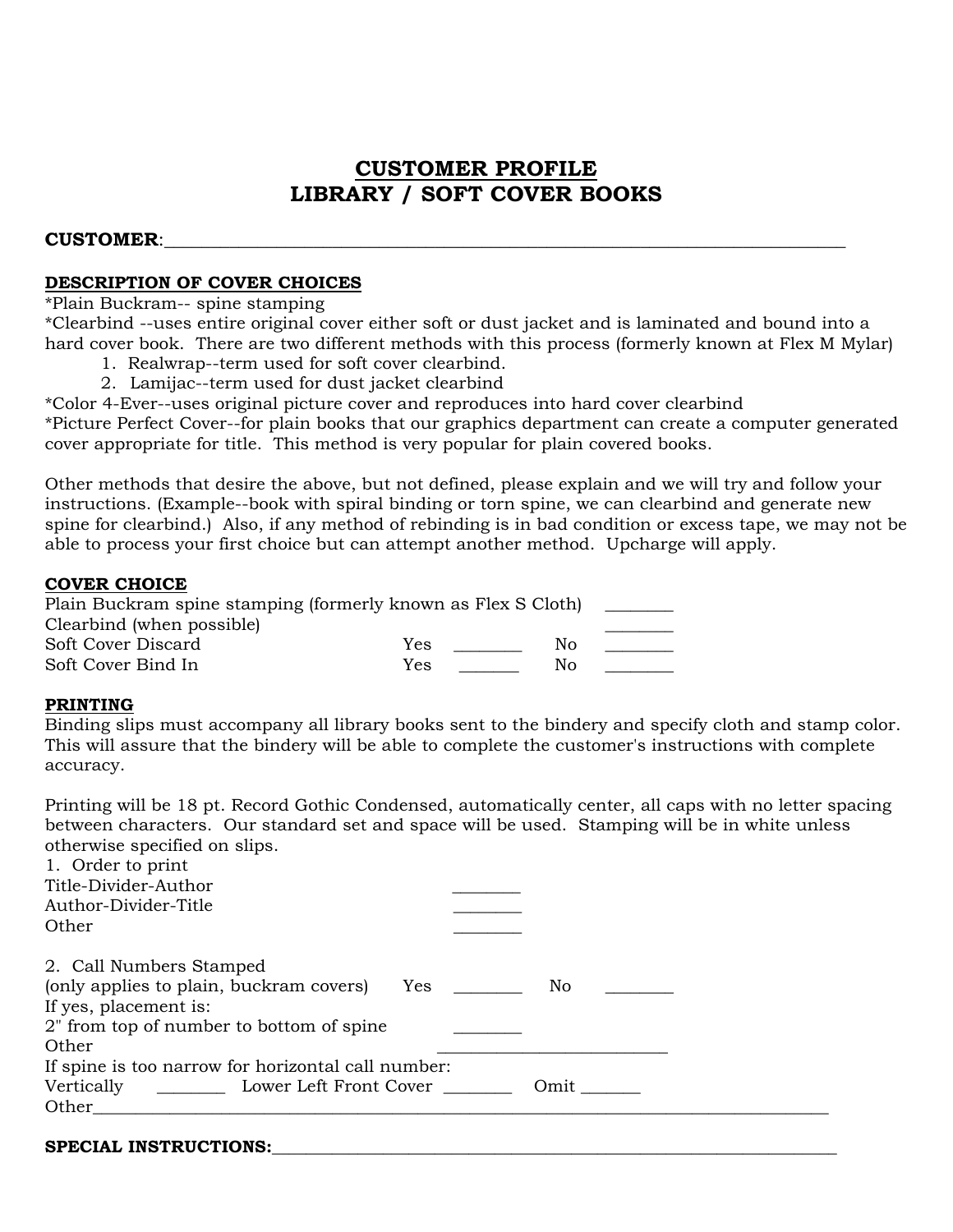# CUSTOMER PROFILE
# LIBRARY / SOFT COVER BOOKS

**CUSTOMER**:______________________________________________________________________________

**DESCRIPTION OF COVER CHOICES**

*Plain Buckram-- spine stamping

*Clearbind --uses entire original cover either soft or dust jacket and is laminated and bound into a hard cover book. There are two different methods with this process (formerly known at Flex M Mylar)

1. Realwrap--term used for soft cover clearbind.
2. Lamijac--term used for dust jacket clearbind

*Color 4-Ever--uses original picture cover and reproduces into hard cover clearbind

*Picture Perfect Cover--for plain books that our graphics department can create a computer generated cover appropriate for title. This method is very popular for plain covered books.

Other methods that desire the above, but not defined, please explain and we will try and follow your instructions. (Example--book with spiral binding or torn spine, we can clearbind and generate new spine for clearbind.) Also, if any method of rebinding is in bad condition or excess tape, we may not be able to process your first choice but can attempt another method. Upcharge will apply.

**COVER CHOICE**

Plain Buckram spine stamping (formerly known as Flex S Cloth) ________

Clearbind (when possible) ________

Soft Cover Discard Yes ________ No ________

Soft Cover Bind In Yes _______ No ________

**PRINTING**

Binding slips must accompany all library books sent to the bindery and specify cloth and stamp color. This will assure that the bindery will be able to complete the customer's instructions with complete accuracy.

Printing will be 18 pt. Record Gothic Condensed, automatically center, all caps with no letter spacing between characters. Our standard set and space will be used. Stamping will be in white unless otherwise specified on slips.

1. Order to print

Title-Divider-Author ________

Author-Divider-Title ________

Other ________

2. Call Numbers Stamped

(only applies to plain, buckram covers) Yes ________ No ________

If yes, placement is:

2" from top of number to bottom of spine ________

Other ___________________________

If spine is too narrow for horizontal call number:

Vertically ________ Lower Left Front Cover ________ Omit _______

Other___________________________________________________________________________________________

**SPECIAL INSTRUCTIONS:**____________________________________________________________________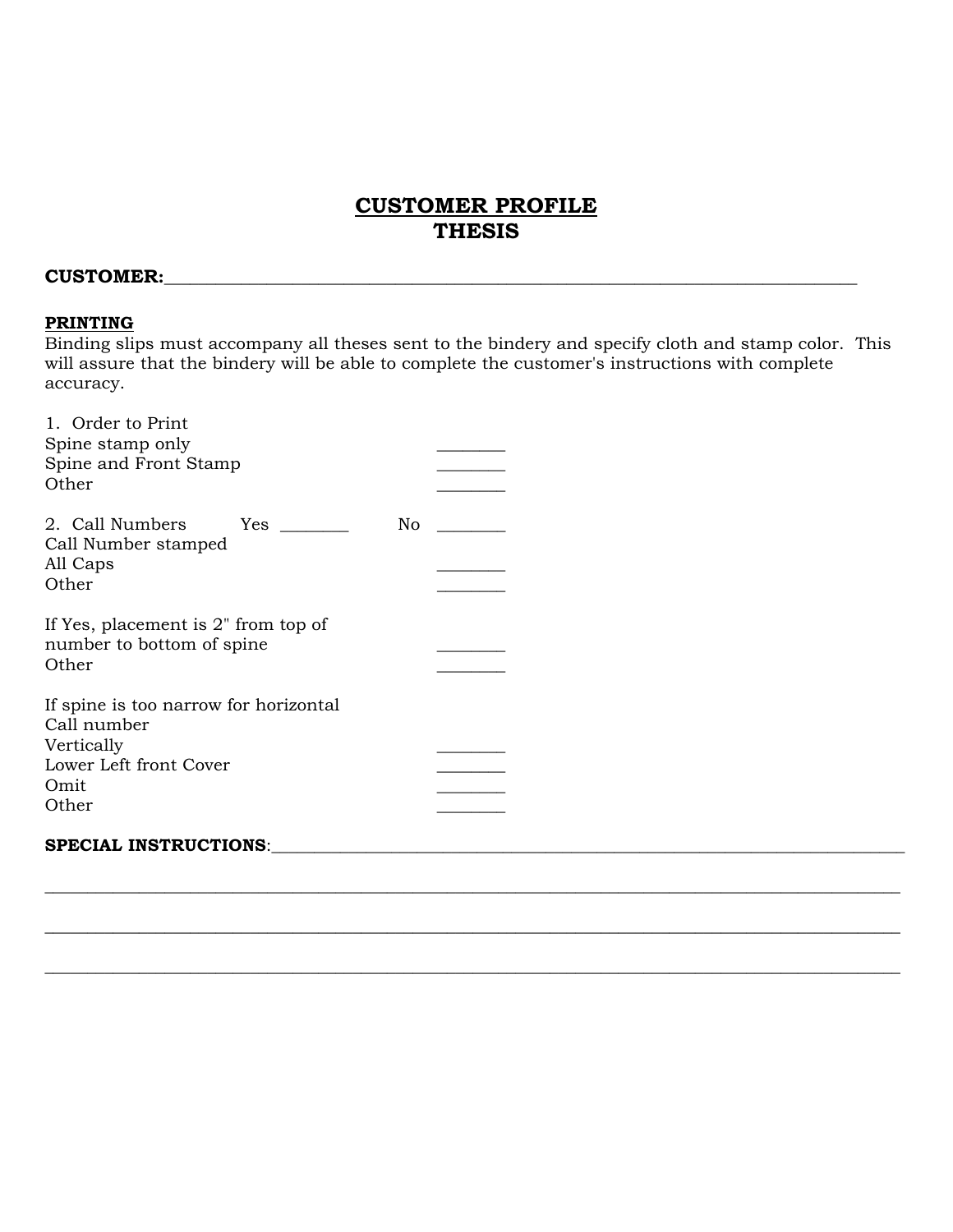# CUSTOMER PROFILE
# THESIS

**CUSTOMER:**_______________________________________________________________________________

**PRINTING**

Binding slips must accompany all theses sent to the bindery and specify cloth and stamp color. This will assure that the bindery will be able to complete the customer's instructions with complete accuracy.

1. Order to Print

Spine stamp only ________

Spine and Front Stamp ________

Other ________

2. Call Numbers Yes ________ No ________

Call Number stamped

All Caps ________

Other ________

If Yes, placement is 2" from top of number to bottom of spine ________

Other ________

If spine is too narrow for horizontal Call number

Vertically ________

Lower Left front Cover ________

Omit ________

Other ________

**SPECIAL INSTRUCTIONS**:_______________________________________________________________________________

_______________________________________________________________________________

_______________________________________________________________________________

_______________________________________________________________________________